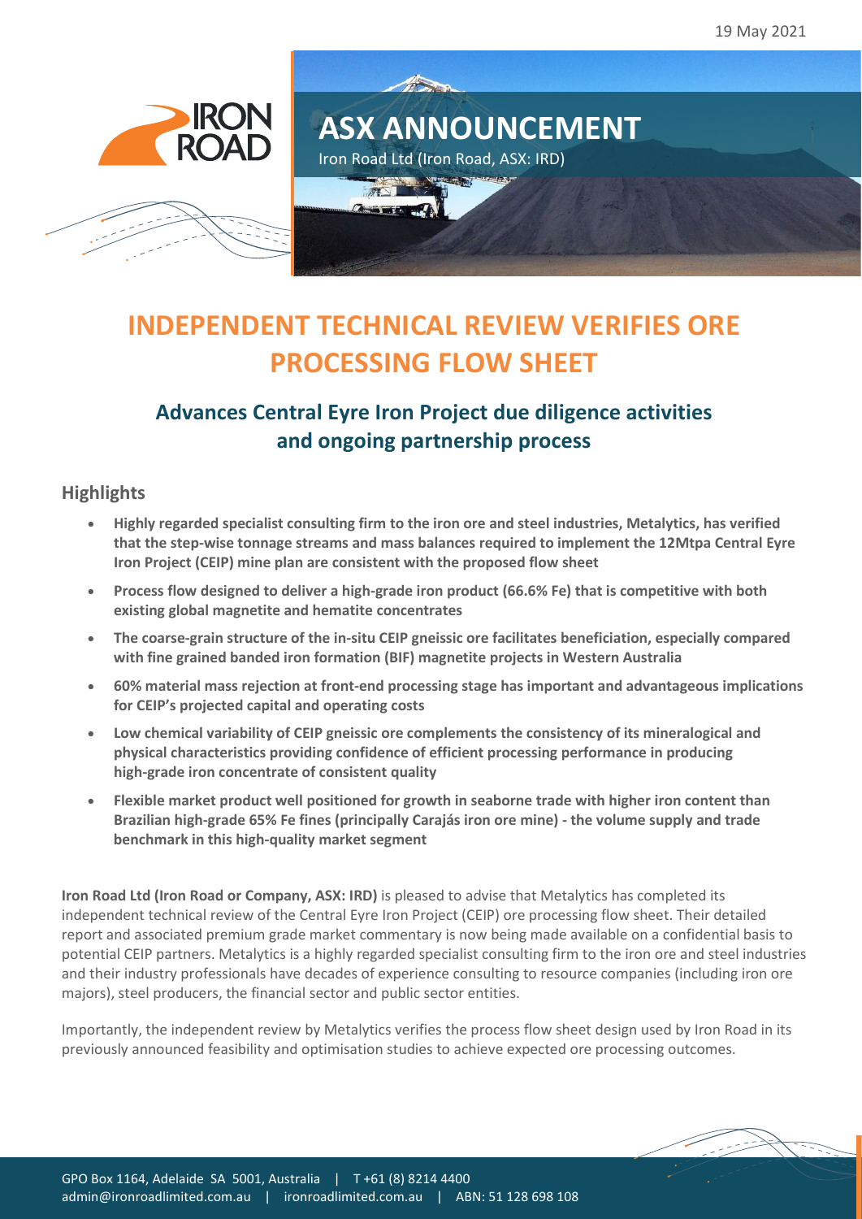19 May 2021

# ASX ANNOUNCEMENT

Iron Road Ltd (Iron Road, ASX: IRD)

# INDEPENDENT TECHNICAL REVIEW VERIFIES ORE PROCESSING FLOW SHEET

## Advances Central Eyre Iron Project due diligence activities and ongoing partnership process

### Highlights

- **Highly regarded specialist consulting firm to the iron ore and steel industries, Metalytics, has verified that the step-wise tonnage streams and mass balances required to implement the 12Mtpa Central Eyre Iron Project (CEIP) mine plan are consistent with the proposed flow sheet**
- **Process flow designed to deliver a high-grade iron product (66.6% Fe) that is competitive with both existing global magnetite and hematite concentrates**
- **The coarse-grain structure of the in-situ CEIP gneissic ore facilitates beneficiation, especially compared with fine grained banded iron formation (BIF) magnetite projects in Western Australia**
- **60% material mass rejection at front-end processing stage has important and advantageous implications for CEIP's projected capital and operating costs**
- **Low chemical variability of CEIP gneissic ore complements the consistency of its mineralogical and physical characteristics providing confidence of efficient processing performance in producing high-grade iron concentrate of consistent quality**
- **Flexible market product well positioned for growth in seaborne trade with higher iron content than Brazilian high-grade 65% Fe fines (principally Carajás iron ore mine) - the volume supply and trade benchmark in this high-quality market segment**

**Iron Road Ltd (Iron Road or Company, ASX: IRD)** is pleased to advise that Metalytics has completed its independent technical review of the Central Eyre Iron Project (CEIP) ore processing flow sheet. Their detailed report and associated premium grade market commentary is now being made available on a confidential basis to potential CEIP partners. Metalytics is a highly regarded specialist consulting firm to the iron ore and steel industries and their industry professionals have decades of experience consulting to resource companies (including iron ore majors), steel producers, the financial sector and public sector entities.

Importantly, the independent review by Metalytics verifies the process flow sheet design used by Iron Road in its previously announced feasibility and optimisation studies to achieve expected ore processing outcomes.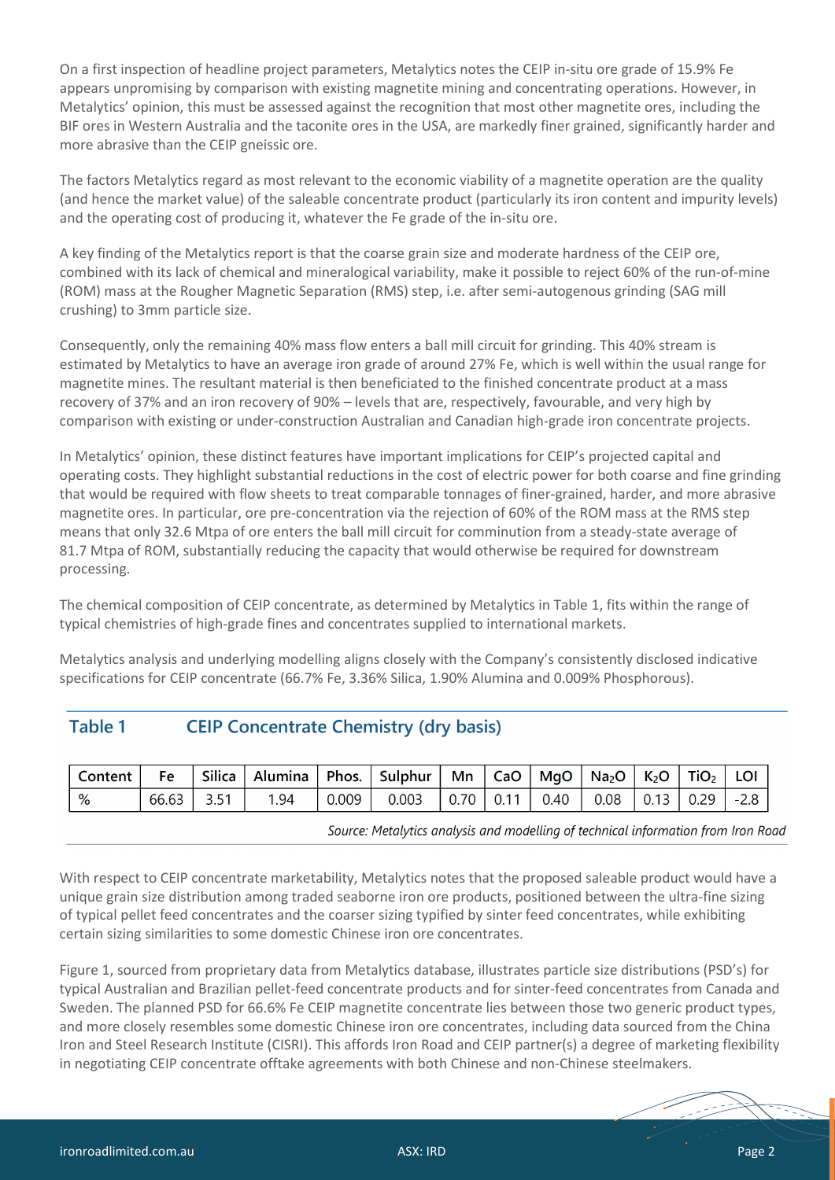On a first inspection of headline project parameters, Metalytics notes the CEIP in-situ ore grade of 15.9% Fe appears unpromising by comparison with existing magnetite mining and concentrating operations. However, in Metalytics' opinion, this must be assessed against the recognition that most other magnetite ores, including the BIF ores in Western Australia and the taconite ores in the USA, are markedly finer grained, significantly harder and more abrasive than the CEIP gneissic ore.

The factors Metalytics regard as most relevant to the economic viability of a magnetite operation are the quality (and hence the market value) of the saleable concentrate product (particularly its iron content and impurity levels) and the operating cost of producing it, whatever the Fe grade of the in-situ ore.

A key finding of the Metalytics report is that the coarse grain size and moderate hardness of the CEIP ore, combined with its lack of chemical and mineralogical variability, make it possible to reject 60% of the run-of-mine (ROM) mass at the Rougher Magnetic Separation (RMS) step, i.e. after semi-autogenous grinding (SAG mill crushing) to 3mm particle size.

Consequently, only the remaining 40% mass flow enters a ball mill circuit for grinding. This 40% stream is estimated by Metalytics to have an average iron grade of around 27% Fe, which is well within the usual range for magnetite mines. The resultant material is then beneficiated to the finished concentrate product at a mass recovery of 37% and an iron recovery of 90% – levels that are, respectively, favourable, and very high by comparison with existing or under-construction Australian and Canadian high-grade iron concentrate projects.

In Metalytics' opinion, these distinct features have important implications for CEIP's projected capital and operating costs. They highlight substantial reductions in the cost of electric power for both coarse and fine grinding that would be required with flow sheets to treat comparable tonnages of finer-grained, harder, and more abrasive magnetite ores. In particular, ore pre-concentration via the rejection of 60% of the ROM mass at the RMS step means that only 32.6 Mtpa of ore enters the ball mill circuit for comminution from a steady-state average of 81.7 Mtpa of ROM, substantially reducing the capacity that would otherwise be required for downstream processing.

The chemical composition of CEIP concentrate, as determined by Metalytics in Table 1, fits within the range of typical chemistries of high-grade fines and concentrates supplied to international markets.

Metalytics analysis and underlying modelling aligns closely with the Company's consistently disclosed indicative specifications for CEIP concentrate (66.7% Fe, 3.36% Silica, 1.90% Alumina and 0.009% Phosphorous).

## Table 1 CEIP Concentrate Chemistry (dry basis)

| Content | Fe | Silica | Alumina | Phos. | Sulphur | Mn | CaO | MgO | $Na_2O$ | $K_2O$ | $TiO_2$ | LOI |
|---|---|---|---|---|---|---|---|---|---|---|---|---|
| % | 66.63 | 3.51 | 1.94 | 0.009 | 0.003 | 0.70 | 0.11 | 0.40 | 0.08 | 0.13 | 0.29 | -2.8 |

*Source: Metalytics analysis and modelling of technical information from Iron Road*

With respect to CEIP concentrate marketability, Metalytics notes that the proposed saleable product would have a unique grain size distribution among traded seaborne iron ore products, positioned between the ultra-fine sizing of typical pellet feed concentrates and the coarser sizing typified by sinter feed concentrates, while exhibiting certain sizing similarities to some domestic Chinese iron ore concentrates.

Figure 1, sourced from proprietary data from Metalytics database, illustrates particle size distributions (PSD's) for typical Australian and Brazilian pellet-feed concentrate products and for sinter-feed concentrates from Canada and Sweden. The planned PSD for 66.6% Fe CEIP magnetite concentrate lies between those two generic product types, and more closely resembles some domestic Chinese iron ore concentrates, including data sourced from the China Iron and Steel Research Institute (CISRI). This affords Iron Road and CEIP partner(s) a degree of marketing flexibility in negotiating CEIP concentrate offtake agreements with both Chinese and non-Chinese steelmakers.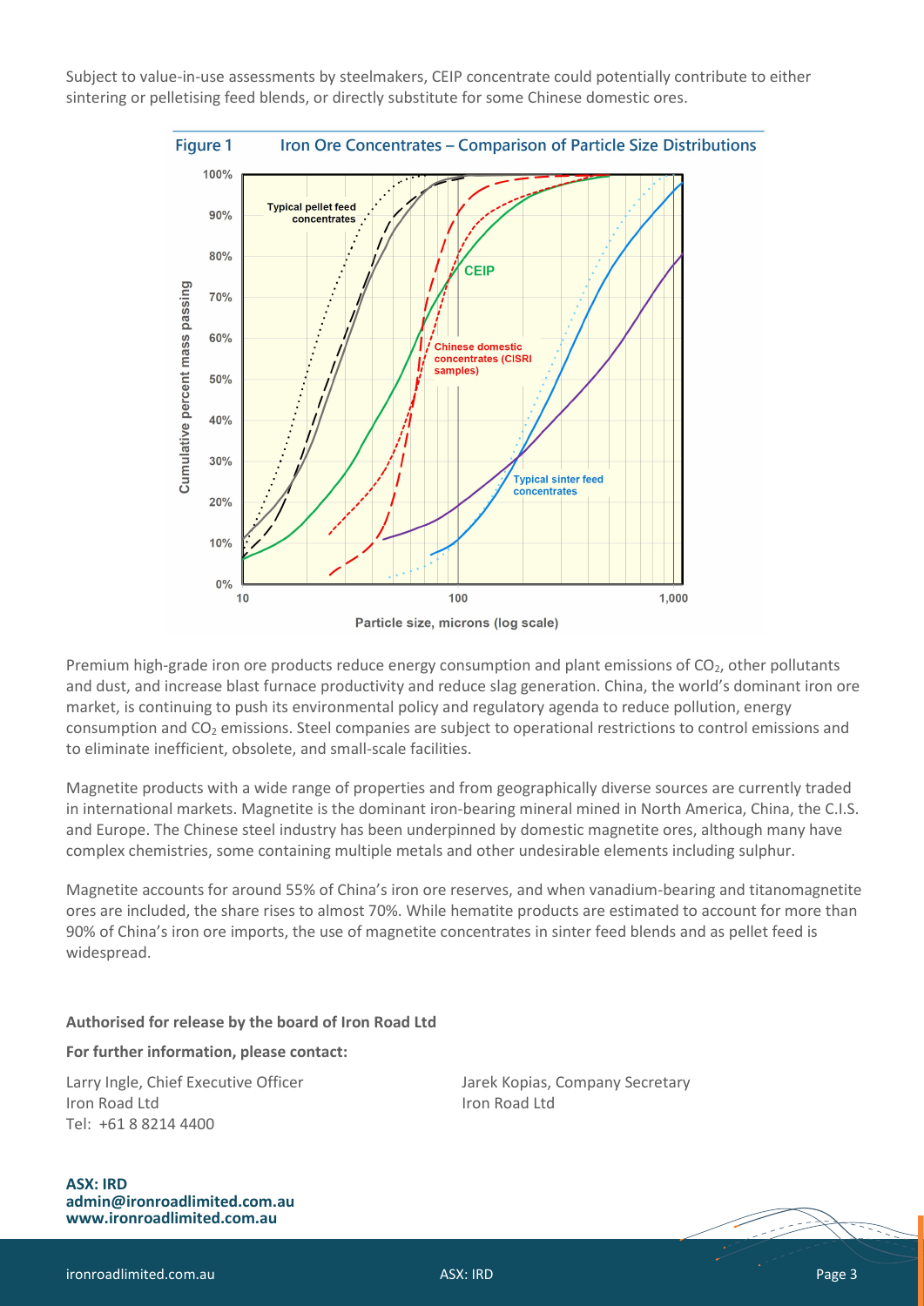Subject to value-in-use assessments by steelmakers, CEIP concentrate could potentially contribute to either sintering or pelletising feed blends, or directly substitute for some Chinese domestic ores.

**Figure 1 Iron Ore Concentrates – Comparison of Particle Size Distributions**

Cumulative percent mass passing

100%
90%
80%
70%
60%
50%
40%
30%
20%
10%
0%

Typical pellet feed concentrates

CEIP

Chinese domestic concentrates (CISRI samples)

Typical sinter feed concentrates

10
100
1,000

Particle size, microns (log scale)

Premium high-grade iron ore products reduce energy consumption and plant emissions of $CO_2$, other pollutants and dust, and increase blast furnace productivity and reduce slag generation. China, the world's dominant iron ore market, is continuing to push its environmental policy and regulatory agenda to reduce pollution, energy consumption and $CO_2$ emissions. Steel companies are subject to operational restrictions to control emissions and to eliminate inefficient, obsolete, and small-scale facilities.

Magnetite products with a wide range of properties and from geographically diverse sources are currently traded in international markets. Magnetite is the dominant iron-bearing mineral mined in North America, China, the C.I.S. and Europe. The Chinese steel industry has been underpinned by domestic magnetite ores, although many have complex chemistries, some containing multiple metals and other undesirable elements including sulphur.

Magnetite accounts for around 55% of China's iron ore reserves, and when vanadium-bearing and titanomagnetite ores are included, the share rises to almost 70%. While hematite products are estimated to account for more than 90% of China's iron ore imports, the use of magnetite concentrates in sinter feed blends and as pellet feed is widespread.

**Authorised for release by the board of Iron Road Ltd**

**For further information, please contact:**

Larry Ingle, Chief Executive Officer
Iron Road Ltd
Tel: +61 8 8214 4400

Jarek Kopias, Company Secretary
Iron Road Ltd

**ASX: IRD**
**admin@ironroadlimited.com.au**
**www.ironroadlimited.com.au**